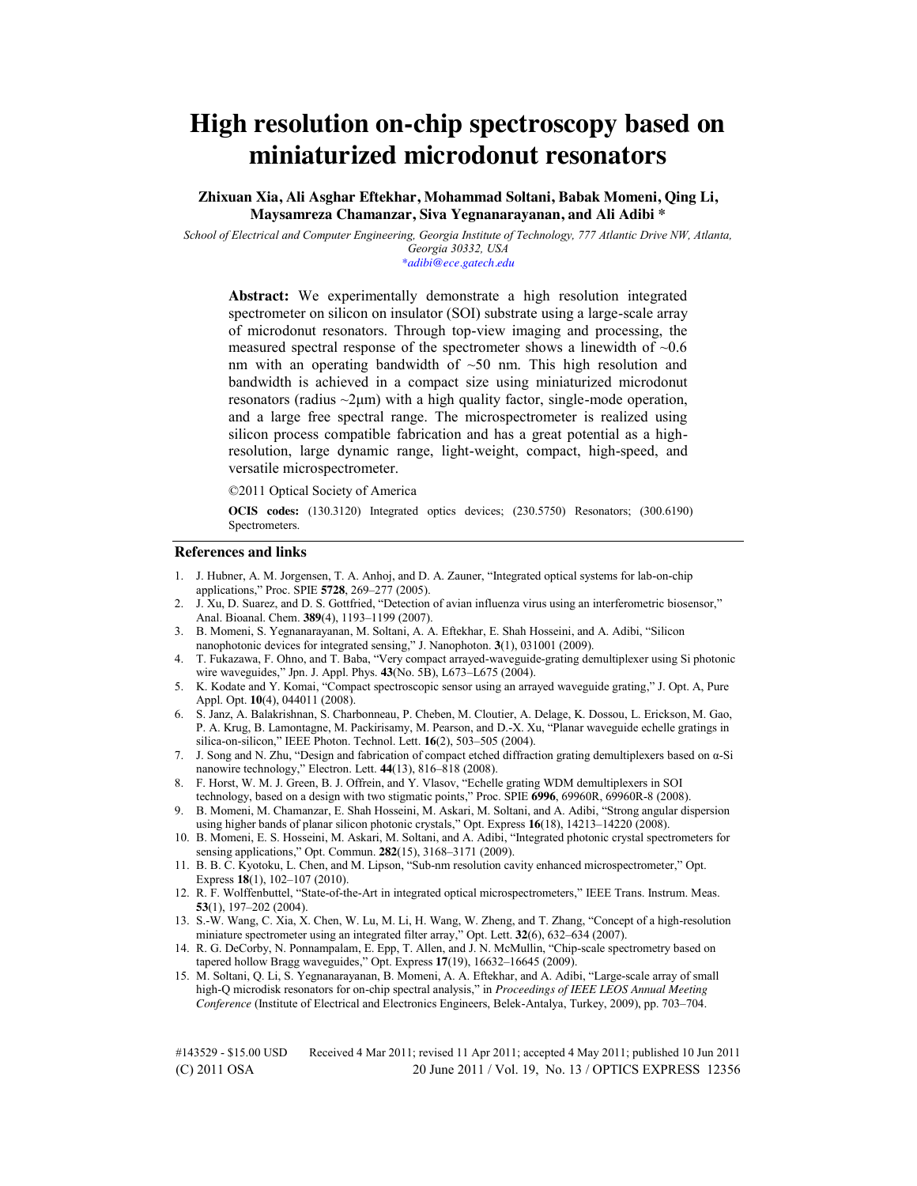# High resolution on-chip spectroscopy based on miniaturized microdonut resonators

**Zhixuan Xia, Ali Asghar Eftekhar, Mohammad Soltani, Babak Momeni, Qing Li, Maysamreza Chamanzar, Siva Yegnanarayanan, and Ali Adibi \***

*School of Electrical and Computer Engineering, Georgia Institute of Technology, 777 Atlantic Drive NW, Atlanta, Georgia 30332, USA*
*\*adibi@ece.gatech.edu*

**Abstract:** We experimentally demonstrate a high resolution integrated spectrometer on silicon on insulator (SOI) substrate using a large-scale array of microdonut resonators. Through top-view imaging and processing, the measured spectral response of the spectrometer shows a linewidth of ~0.6 nm with an operating bandwidth of ~50 nm. This high resolution and bandwidth is achieved in a compact size using miniaturized microdonut resonators (radius ~2μm) with a high quality factor, single-mode operation, and a large free spectral range. The microspectrometer is realized using silicon process compatible fabrication and has a great potential as a high-resolution, large dynamic range, light-weight, compact, high-speed, and versatile microspectrometer.

©2011 Optical Society of America

**OCIS codes:** (130.3120) Integrated optics devices; (230.5750) Resonators; (300.6190) Spectrometers.

## References and links

1. J. Hubner, A. M. Jorgensen, T. A. Anhoj, and D. A. Zauner, "Integrated optical systems for lab-on-chip applications," Proc. SPIE **5728**, 269–277 (2005).
2. J. Xu, D. Suarez, and D. S. Gottfried, "Detection of avian influenza virus using an interferometric biosensor," Anal. Bioanal. Chem. **389**(4), 1193–1199 (2007).
3. B. Momeni, S. Yegnanarayanan, M. Soltani, A. A. Eftekhar, E. Shah Hosseini, and A. Adibi, "Silicon nanophotonic devices for integrated sensing," J. Nanophoton. **3**(1), 031001 (2009).
4. T. Fukazawa, F. Ohno, and T. Baba, "Very compact arrayed-waveguide-grating demultiplexer using Si photonic wire waveguides," Jpn. J. Appl. Phys. **43**(No. 5B), L673–L675 (2004).
5. K. Kodate and Y. Komai, "Compact spectroscopic sensor using an arrayed waveguide grating," J. Opt. A, Pure Appl. Opt. **10**(4), 044011 (2008).
6. S. Janz, A. Balakrishnan, S. Charbonneau, P. Cheben, M. Cloutier, A. Delage, K. Dossou, L. Erickson, M. Gao, P. A. Krug, B. Lamontagne, M. Packirisamy, M. Pearson, and D.-X. Xu, "Planar waveguide echelle gratings in silica-on-silicon," IEEE Photon. Technol. Lett. **16**(2), 503–505 (2004).
7. J. Song and N. Zhu, "Design and fabrication of compact etched diffraction grating demultiplexers based on α-Si nanowire technology," Electron. Lett. **44**(13), 816–818 (2008).
8. F. Horst, W. M. J. Green, B. J. Offrein, and Y. Vlasov, "Echelle grating WDM demultiplexers in SOI technology, based on a design with two stigmatic points," Proc. SPIE **6996**, 69960R, 69960R-8 (2008).
9. B. Momeni, M. Chamanzar, E. Shah Hosseini, M. Askari, M. Soltani, and A. Adibi, "Strong angular dispersion using higher bands of planar silicon photonic crystals," Opt. Express **16**(18), 14213–14220 (2008).
10. B. Momeni, E. S. Hosseini, M. Askari, M. Soltani, and A. Adibi, "Integrated photonic crystal spectrometers for sensing applications," Opt. Commun. **282**(15), 3168–3171 (2009).
11. B. B. C. Kyotoku, L. Chen, and M. Lipson, "Sub-nm resolution cavity enhanced microspectrometer," Opt. Express **18**(1), 102–107 (2010).
12. R. F. Wolffenbuttel, "State-of-the-Art in integrated optical microspectrometers," IEEE Trans. Instrum. Meas. **53**(1), 197–202 (2004).
13. S.-W. Wang, C. Xia, X. Chen, W. Lu, M. Li, H. Wang, W. Zheng, and T. Zhang, "Concept of a high-resolution miniature spectrometer using an integrated filter array," Opt. Lett. **32**(6), 632–634 (2007).
14. R. G. DeCorby, N. Ponnampalam, E. Epp, T. Allen, and J. N. McMullin, "Chip-scale spectrometry based on tapered hollow Bragg waveguides," Opt. Express **17**(19), 16632–16645 (2009).
15. M. Soltani, Q. Li, S. Yegnanarayanan, B. Momeni, A. A. Eftekhar, and A. Adibi, "Large-scale array of small high-Q microdisk resonators for on-chip spectral analysis," in *Proceedings of IEEE LEOS Annual Meeting Conference* (Institute of Electrical and Electronics Engineers, Belek-Antalya, Turkey, 2009), pp. 703–704.

#143529 - $15.00 USD Received 4 Mar 2011; revised 11 Apr 2011; accepted 4 May 2011; published 10 Jun 2011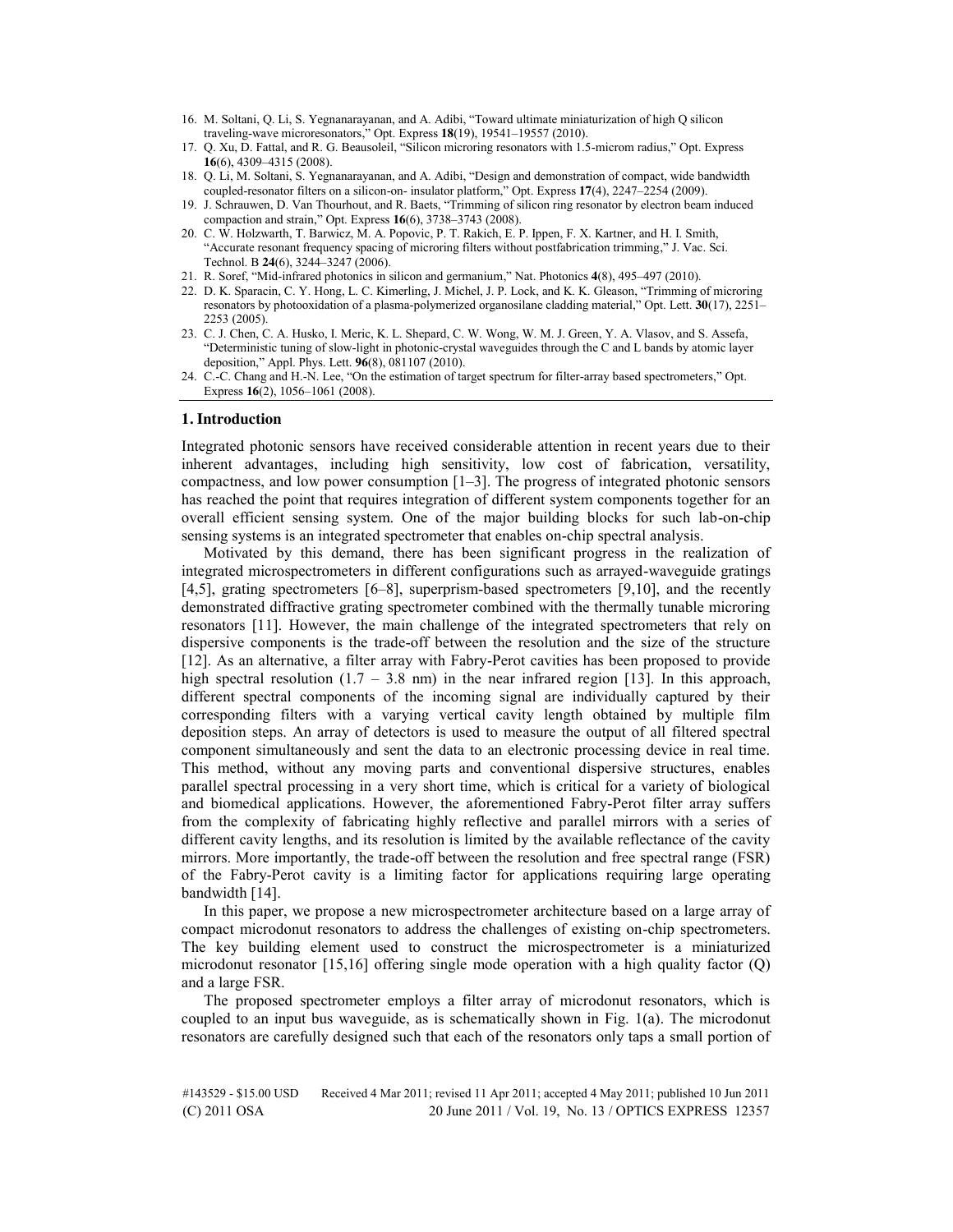16. M. Soltani, Q. Li, S. Yegnanarayanan, and A. Adibi, "Toward ultimate miniaturization of high Q silicon traveling-wave microresonators," Opt. Express **18**(19), 19541–19557 (2010).
17. Q. Xu, D. Fattal, and R. G. Beausoleil, "Silicon microring resonators with 1.5-microm radius," Opt. Express **16**(6), 4309–4315 (2008).
18. Q. Li, M. Soltani, S. Yegnanarayanan, and A. Adibi, "Design and demonstration of compact, wide bandwidth coupled-resonator filters on a silicon-on- insulator platform," Opt. Express **17**(4), 2247–2254 (2009).
19. J. Schrauwen, D. Van Thourhout, and R. Baets, "Trimming of silicon ring resonator by electron beam induced compaction and strain," Opt. Express **16**(6), 3738–3743 (2008).
20. C. W. Holzwarth, T. Barwicz, M. A. Popovic, P. T. Rakich, E. P. Ippen, F. X. Kartner, and H. I. Smith, "Accurate resonant frequency spacing of microring filters without postfabrication trimming," J. Vac. Sci. Technol. B **24**(6), 3244–3247 (2006).
21. R. Soref, "Mid-infrared photonics in silicon and germanium," Nat. Photonics **4**(8), 495–497 (2010).
22. D. K. Sparacin, C. Y. Hong, L. C. Kimerling, J. Michel, J. P. Lock, and K. K. Gleason, "Trimming of microring resonators by photooxidation of a plasma-polymerized organosilane cladding material," Opt. Lett. **30**(17), 2251–2253 (2005).
23. C. J. Chen, C. A. Husko, I. Meric, K. L. Shepard, C. W. Wong, W. M. J. Green, Y. A. Vlasov, and S. Assefa, "Deterministic tuning of slow-light in photonic-crystal waveguides through the C and L bands by atomic layer deposition," Appl. Phys. Lett. **96**(8), 081107 (2010).
24. C.-C. Chang and H.-N. Lee, "On the estimation of target spectrum for filter-array based spectrometers," Opt. Express **16**(2), 1056–1061 (2008).

## 1. Introduction

Integrated photonic sensors have received considerable attention in recent years due to their inherent advantages, including high sensitivity, low cost of fabrication, versatility, compactness, and low power consumption [1–3]. The progress of integrated photonic sensors has reached the point that requires integration of different system components together for an overall efficient sensing system. One of the major building blocks for such lab-on-chip sensing systems is an integrated spectrometer that enables on-chip spectral analysis.

Motivated by this demand, there has been significant progress in the realization of integrated microspectrometers in different configurations such as arrayed-waveguide gratings [4,5], grating spectrometers [6–8], superprism-based spectrometers [9,10], and the recently demonstrated diffractive grating spectrometer combined with the thermally tunable microring resonators [11]. However, the main challenge of the integrated spectrometers that rely on dispersive components is the trade-off between the resolution and the size of the structure [12]. As an alternative, a filter array with Fabry-Perot cavities has been proposed to provide high spectral resolution (1.7 – 3.8 nm) in the near infrared region [13]. In this approach, different spectral components of the incoming signal are individually captured by their corresponding filters with a varying vertical cavity length obtained by multiple film deposition steps. An array of detectors is used to measure the output of all filtered spectral component simultaneously and sent the data to an electronic processing device in real time. This method, without any moving parts and conventional dispersive structures, enables parallel spectral processing in a very short time, which is critical for a variety of biological and biomedical applications. However, the aforementioned Fabry-Perot filter array suffers from the complexity of fabricating highly reflective and parallel mirrors with a series of different cavity lengths, and its resolution is limited by the available reflectance of the cavity mirrors. More importantly, the trade-off between the resolution and free spectral range (FSR) of the Fabry-Perot cavity is a limiting factor for applications requiring large operating bandwidth [14].

In this paper, we propose a new microspectrometer architecture based on a large array of compact microdonut resonators to address the challenges of existing on-chip spectrometers. The key building element used to construct the microspectrometer is a miniaturized microdonut resonator [15,16] offering single mode operation with a high quality factor (Q) and a large FSR.

The proposed spectrometer employs a filter array of microdonut resonators, which is coupled to an input bus waveguide, as is schematically shown in Fig. 1(a). The microdonut resonators are carefully designed such that each of the resonators only taps a small portion of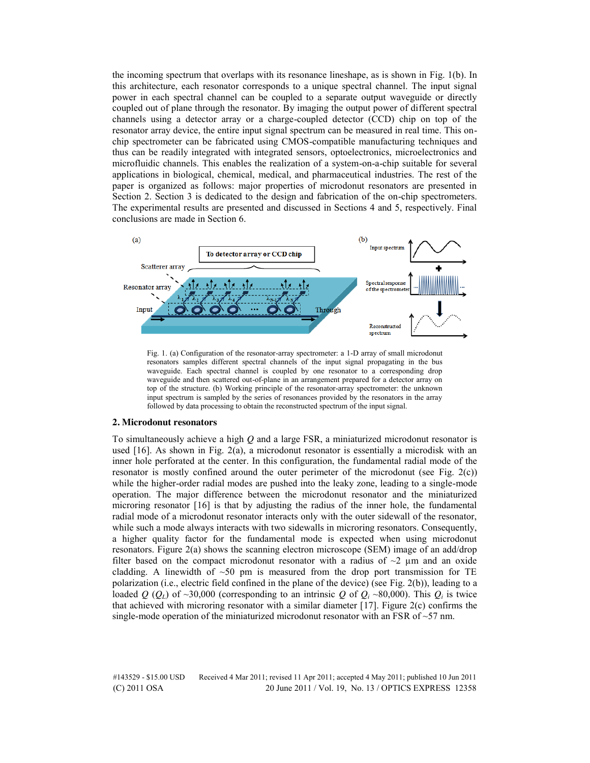the incoming spectrum that overlaps with its resonance lineshape, as is shown in Fig. 1(b). In this architecture, each resonator corresponds to a unique spectral channel. The input signal power in each spectral channel can be coupled to a separate output waveguide or directly coupled out of plane through the resonator. By imaging the output power of different spectral channels using a detector array or a charge-coupled detector (CCD) chip on top of the resonator array device, the entire input signal spectrum can be measured in real time. This on-chip spectrometer can be fabricated using CMOS-compatible manufacturing techniques and thus can be readily integrated with integrated sensors, optoelectronics, microelectronics and microfluidic channels. This enables the realization of a system-on-a-chip suitable for several applications in biological, chemical, medical, and pharmaceutical industries. The rest of the paper is organized as follows: major properties of microdonut resonators are presented in Section 2. Section 3 is dedicated to the design and fabrication of the on-chip spectrometers. The experimental results are presented and discussed in Sections 4 and 5, respectively. Final conclusions are made in Section 6.

Fig. 1. (a) Configuration of the resonator-array spectrometer: a 1-D array of small microdonut resonators samples different spectral channels of the input signal propagating in the bus waveguide. Each spectral channel is coupled by one resonator to a corresponding drop waveguide and then scattered out-of-plane in an arrangement prepared for a detector array on top of the structure. (b) Working principle of the resonator-array spectrometer: the unknown input spectrum is sampled by the series of resonances provided by the resonators in the array followed by data processing to obtain the reconstructed spectrum of the input signal.

## 2. Microdonut resonators

To simultaneously achieve a high $Q$ and a large FSR, a miniaturized microdonut resonator is used [16]. As shown in Fig. 2(a), a microdonut resonator is essentially a microdisk with an inner hole perforated at the center. In this configuration, the fundamental radial mode of the resonator is mostly confined around the outer perimeter of the microdonut (see Fig. 2(c)) while the higher-order radial modes are pushed into the leaky zone, leading to a single-mode operation. The major difference between the microdonut resonator and the miniaturized microring resonator [16] is that by adjusting the radius of the inner hole, the fundamental radial mode of a microdonut resonator interacts only with the outer sidewall of the resonator, while such a mode always interacts with two sidewalls in microring resonators. Consequently, a higher quality factor for the fundamental mode is expected when using microdonut resonators. Figure 2(a) shows the scanning electron microscope (SEM) image of an add/drop filter based on the compact microdonut resonator with a radius of ~2 µm and an oxide cladding. A linewidth of ~50 pm is measured from the drop port transmission for TE polarization (i.e., electric field confined in the plane of the device) (see Fig. 2(b)), leading to a loaded $Q$ ($Q_L$) of ~30,000 (corresponding to an intrinsic $Q$ of $Q_i$ ~80,000). This $Q_i$ is twice that achieved with microring resonator with a similar diameter [17]. Figure 2(c) confirms the single-mode operation of the miniaturized microdonut resonator with an FSR of ~57 nm.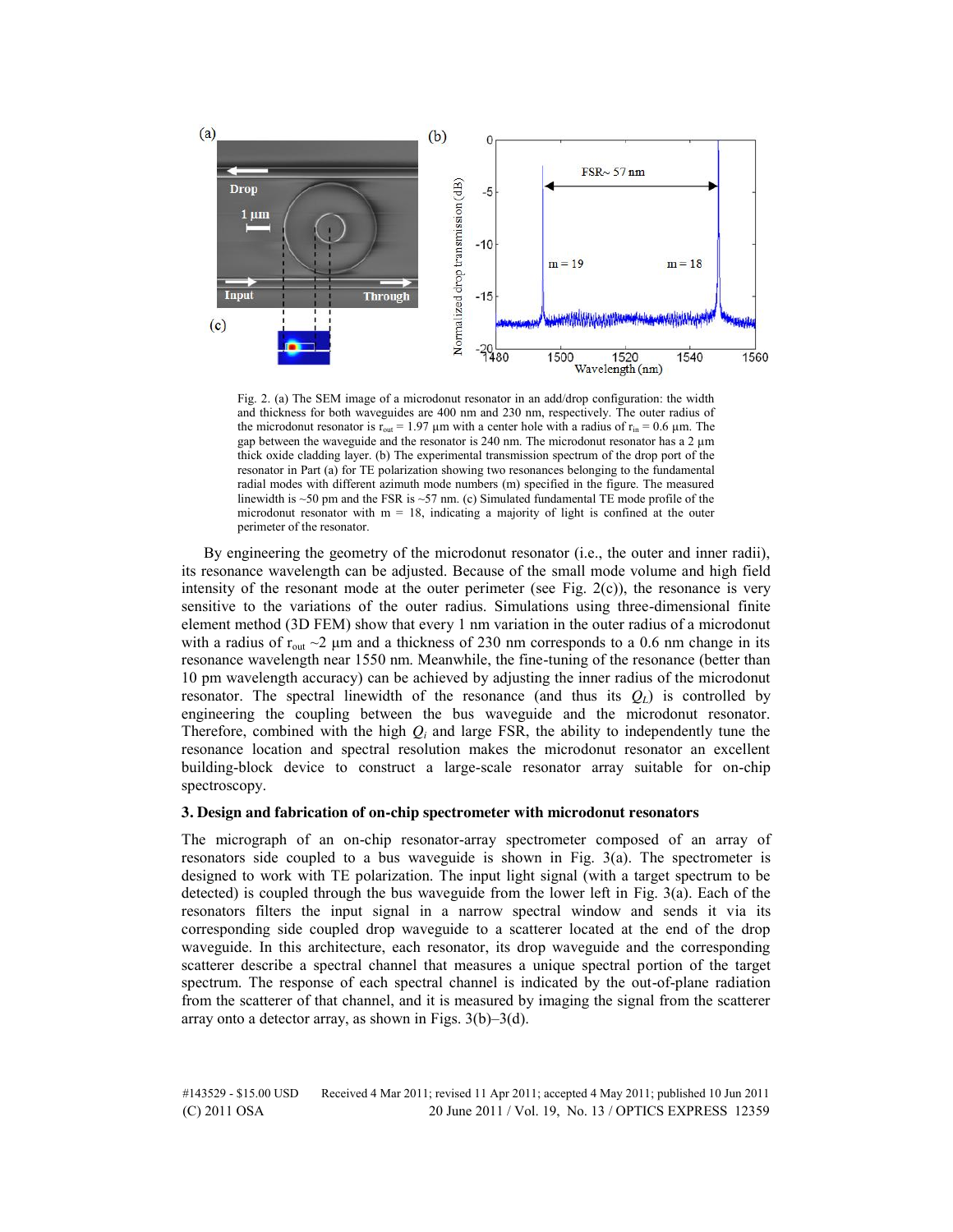Fig. 2. (a) The SEM image of a microdonut resonator in an add/drop configuration: the width and thickness for both waveguides are 400 nm and 230 nm, respectively. The outer radius of the microdonut resonator is $r_{out}$ = 1.97 µm with a center hole with a radius of $r_{in}$ = 0.6 µm. The gap between the waveguide and the resonator is 240 nm. The microdonut resonator has a 2 µm thick oxide cladding layer. (b) The experimental transmission spectrum of the drop port of the resonator in Part (a) for TE polarization showing two resonances belonging to the fundamental radial modes with different azimuth mode numbers (m) specified in the figure. The measured linewidth is ~50 pm and the FSR is ~57 nm. (c) Simulated fundamental TE mode profile of the microdonut resonator with m = 18, indicating a majority of light is confined at the outer perimeter of the resonator.

By engineering the geometry of the microdonut resonator (i.e., the outer and inner radii), its resonance wavelength can be adjusted. Because of the small mode volume and high field intensity of the resonant mode at the outer perimeter (see Fig. 2(c)), the resonance is very sensitive to the variations of the outer radius. Simulations using three-dimensional finite element method (3D FEM) show that every 1 nm variation in the outer radius of a microdonut with a radius of $r_{out}$ ~2 µm and a thickness of 230 nm corresponds to a 0.6 nm change in its resonance wavelength near 1550 nm. Meanwhile, the fine-tuning of the resonance (better than 10 pm wavelength accuracy) can be achieved by adjusting the inner radius of the microdonut resonator. The spectral linewidth of the resonance (and thus its $Q_L$) is controlled by engineering the coupling between the bus waveguide and the microdonut resonator. Therefore, combined with the high $Q_i$ and large FSR, the ability to independently tune the resonance location and spectral resolution makes the microdonut resonator an excellent building-block device to construct a large-scale resonator array suitable for on-chip spectroscopy.

### 3. Design and fabrication of on-chip spectrometer with microdonut resonators

The micrograph of an on-chip resonator-array spectrometer composed of an array of resonators side coupled to a bus waveguide is shown in Fig. 3(a). The spectrometer is designed to work with TE polarization. The input light signal (with a target spectrum to be detected) is coupled through the bus waveguide from the lower left in Fig. 3(a). Each of the resonators filters the input signal in a narrow spectral window and sends it via its corresponding side coupled drop waveguide to a scatterer located at the end of the drop waveguide. In this architecture, each resonator, its drop waveguide and the corresponding scatterer describe a spectral channel that measures a unique spectral portion of the target spectrum. The response of each spectral channel is indicated by the out-of-plane radiation from the scatterer of that channel, and it is measured by imaging the signal from the scatterer array onto a detector array, as shown in Figs. 3(b)–3(d).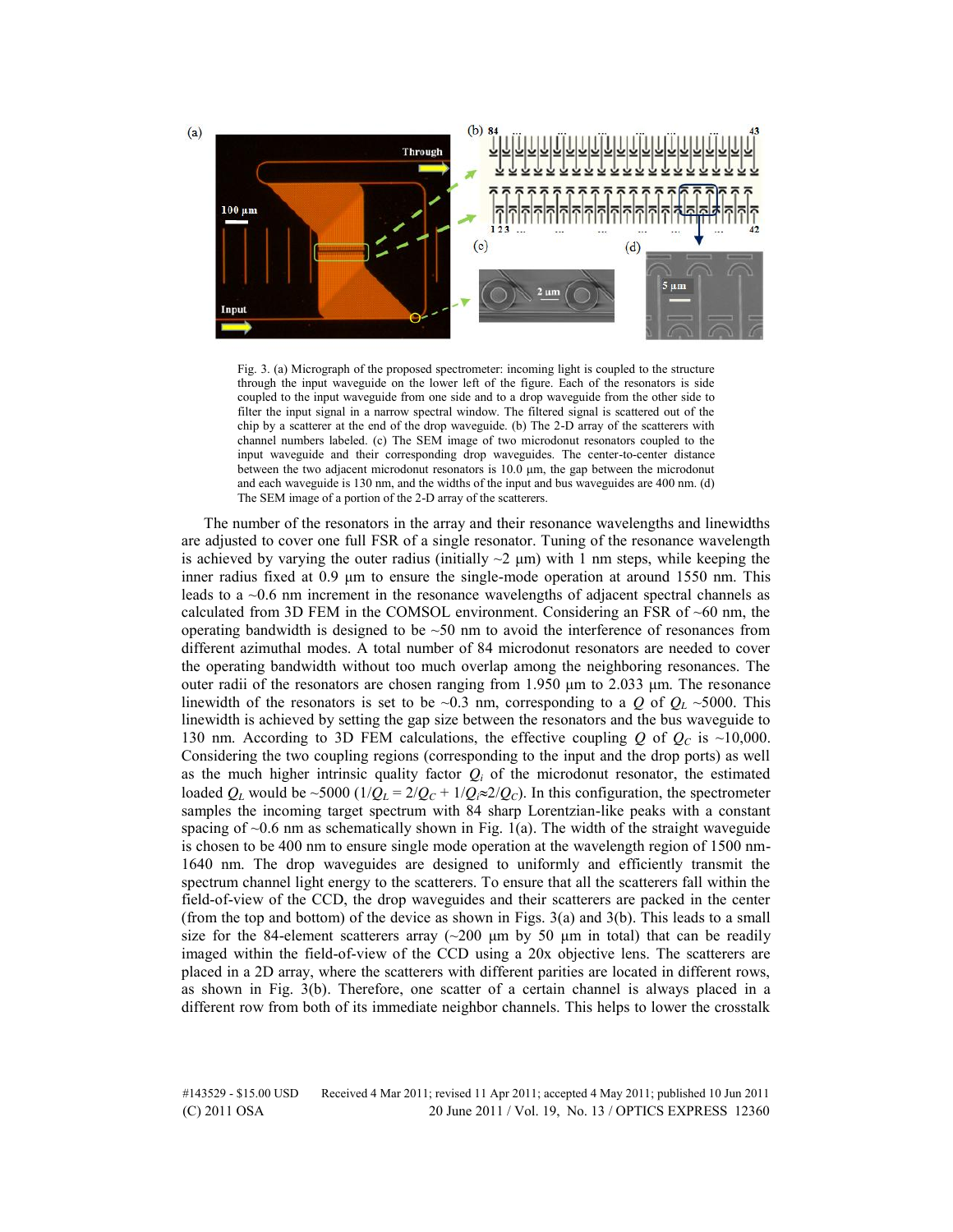Fig. 3. (a) Micrograph of the proposed spectrometer: incoming light is coupled to the structure through the input waveguide on the lower left of the figure. Each of the resonators is side coupled to the input waveguide from one side and to a drop waveguide from the other side to filter the input signal in a narrow spectral window. The filtered signal is scattered out of the chip by a scatterer at the end of the drop waveguide. (b) The 2-D array of the scatterers with channel numbers labeled. (c) The SEM image of two microdonut resonators coupled to the input waveguide and their corresponding drop waveguides. The center-to-center distance between the two adjacent microdonut resonators is 10.0 µm, the gap between the microdonut and each waveguide is 130 nm, and the widths of the input and bus waveguides are 400 nm. (d) The SEM image of a portion of the 2-D array of the scatterers.

The number of the resonators in the array and their resonance wavelengths and linewidths are adjusted to cover one full FSR of a single resonator. Tuning of the resonance wavelength is achieved by varying the outer radius (initially ~2 µm) with 1 nm steps, while keeping the inner radius fixed at 0.9 µm to ensure the single-mode operation at around 1550 nm. This leads to a ~0.6 nm increment in the resonance wavelengths of adjacent spectral channels as calculated from 3D FEM in the COMSOL environment. Considering an FSR of ~60 nm, the operating bandwidth is designed to be ~50 nm to avoid the interference of resonances from different azimuthal modes. A total number of 84 microdonut resonators are needed to cover the operating bandwidth without too much overlap among the neighboring resonances. The outer radii of the resonators are chosen ranging from 1.950 µm to 2.033 µm. The resonance linewidth of the resonators is set to be ~0.3 nm, corresponding to a $Q$ of $Q_L$ ~5000. This linewidth is achieved by setting the gap size between the resonators and the bus waveguide to 130 nm. According to 3D FEM calculations, the effective coupling $Q$ of $Q_C$ is ~10,000. Considering the two coupling regions (corresponding to the input and the drop ports) as well as the much higher intrinsic quality factor $Q_i$ of the microdonut resonator, the estimated loaded $Q_L$ would be ~5000 ($1/Q_L = 2/Q_C + 1/Q_i \approx 2/Q_C$). In this configuration, the spectrometer samples the incoming target spectrum with 84 sharp Lorentzian-like peaks with a constant spacing of ~0.6 nm as schematically shown in Fig. 1(a). The width of the straight waveguide is chosen to be 400 nm to ensure single mode operation at the wavelength region of 1500 nm-1640 nm. The drop waveguides are designed to uniformly and efficiently transmit the spectrum channel light energy to the scatterers. To ensure that all the scatterers fall within the field-of-view of the CCD, the drop waveguides and their scatterers are packed in the center (from the top and bottom) of the device as shown in Figs. 3(a) and 3(b). This leads to a small size for the 84-element scatterers array (~200 µm by 50 µm in total) that can be readily imaged within the field-of-view of the CCD using a 20x objective lens. The scatterers are placed in a 2D array, where the scatterers with different parities are located in different rows, as shown in Fig. 3(b). Therefore, one scatter of a certain channel is always placed in a different row from both of its immediate neighbor channels. This helps to lower the crosstalk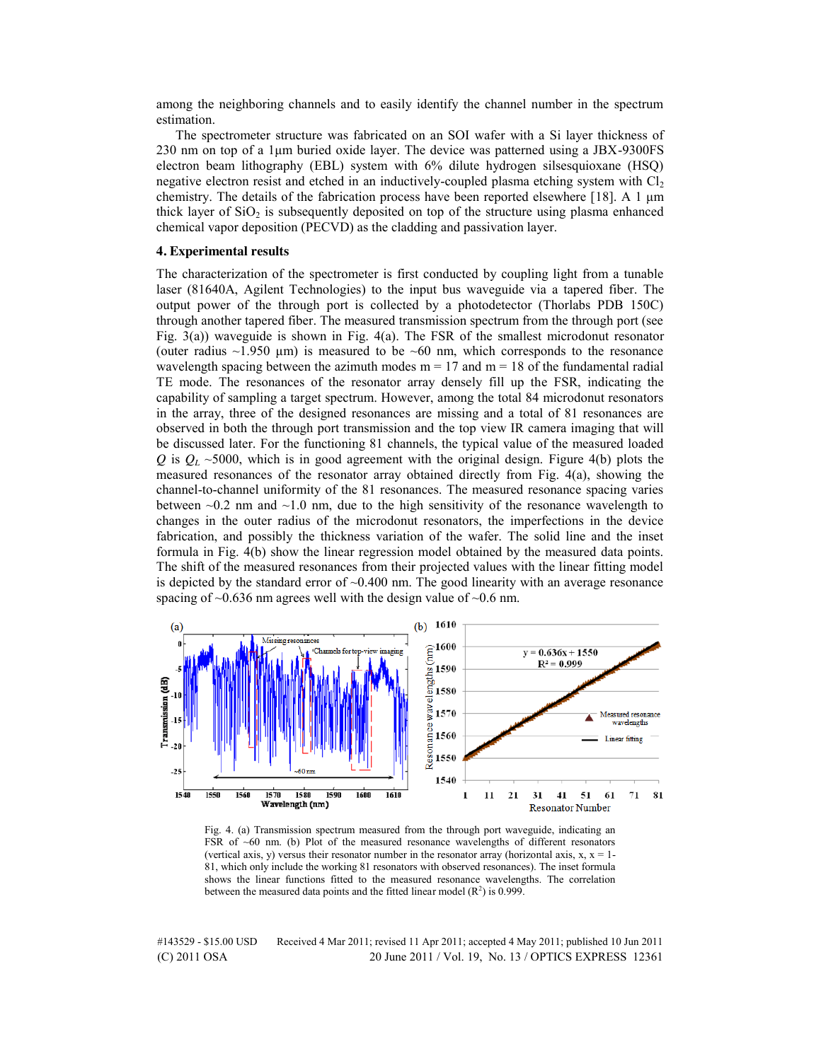among the neighboring channels and to easily identify the channel number in the spectrum estimation.

The spectrometer structure was fabricated on an SOI wafer with a Si layer thickness of 230 nm on top of a 1μm buried oxide layer. The device was patterned using a JBX-9300FS electron beam lithography (EBL) system with 6% dilute hydrogen silsesquioxane (HSQ) negative electron resist and etched in an inductively-coupled plasma etching system with $Cl_2$ chemistry. The details of the fabrication process have been reported elsewhere [18]. A 1 μm thick layer of $SiO_2$ is subsequently deposited on top of the structure using plasma enhanced chemical vapor deposition (PECVD) as the cladding and passivation layer.

## 4. Experimental results

The characterization of the spectrometer is first conducted by coupling light from a tunable laser (81640A, Agilent Technologies) to the input bus waveguide via a tapered fiber. The output power of the through port is collected by a photodetector (Thorlabs PDB 150C) through another tapered fiber. The measured transmission spectrum from the through port (see Fig. 3(a)) waveguide is shown in Fig. 4(a). The FSR of the smallest microdonut resonator (outer radius ~1.950 μm) is measured to be ~60 nm, which corresponds to the resonance wavelength spacing between the azimuth modes m = 17 and m = 18 of the fundamental radial TE mode. The resonances of the resonator array densely fill up the FSR, indicating the capability of sampling a target spectrum. However, among the total 84 microdonut resonators in the array, three of the designed resonances are missing and a total of 81 resonances are observed in both the through port transmission and the top view IR camera imaging that will be discussed later. For the functioning 81 channels, the typical value of the measured loaded $Q$ is $Q_L$ ~5000, which is in good agreement with the original design. Figure 4(b) plots the measured resonances of the resonator array obtained directly from Fig. 4(a), showing the channel-to-channel uniformity of the 81 resonances. The measured resonance spacing varies between ~0.2 nm and ~1.0 nm, due to the high sensitivity of the resonance wavelength to changes in the outer radius of the microdonut resonators, the imperfections in the device fabrication, and possibly the thickness variation of the wafer. The solid line and the inset formula in Fig. 4(b) show the linear regression model obtained by the measured data points. The shift of the measured resonances from their projected values with the linear fitting model is depicted by the standard error of ~0.400 nm. The good linearity with an average resonance spacing of ~0.636 nm agrees well with the design value of ~0.6 nm.

Fig. 4. (a) Transmission spectrum measured from the through port waveguide, indicating an FSR of ~60 nm. (b) Plot of the measured resonance wavelengths of different resonators (vertical axis, y) versus their resonator number in the resonator array (horizontal axis, x, x = 1-81, which only include the working 81 resonators with observed resonances). The inset formula shows the linear functions fitted to the measured resonance wavelengths. The correlation between the measured data points and the fitted linear model ($R^2$) is 0.999.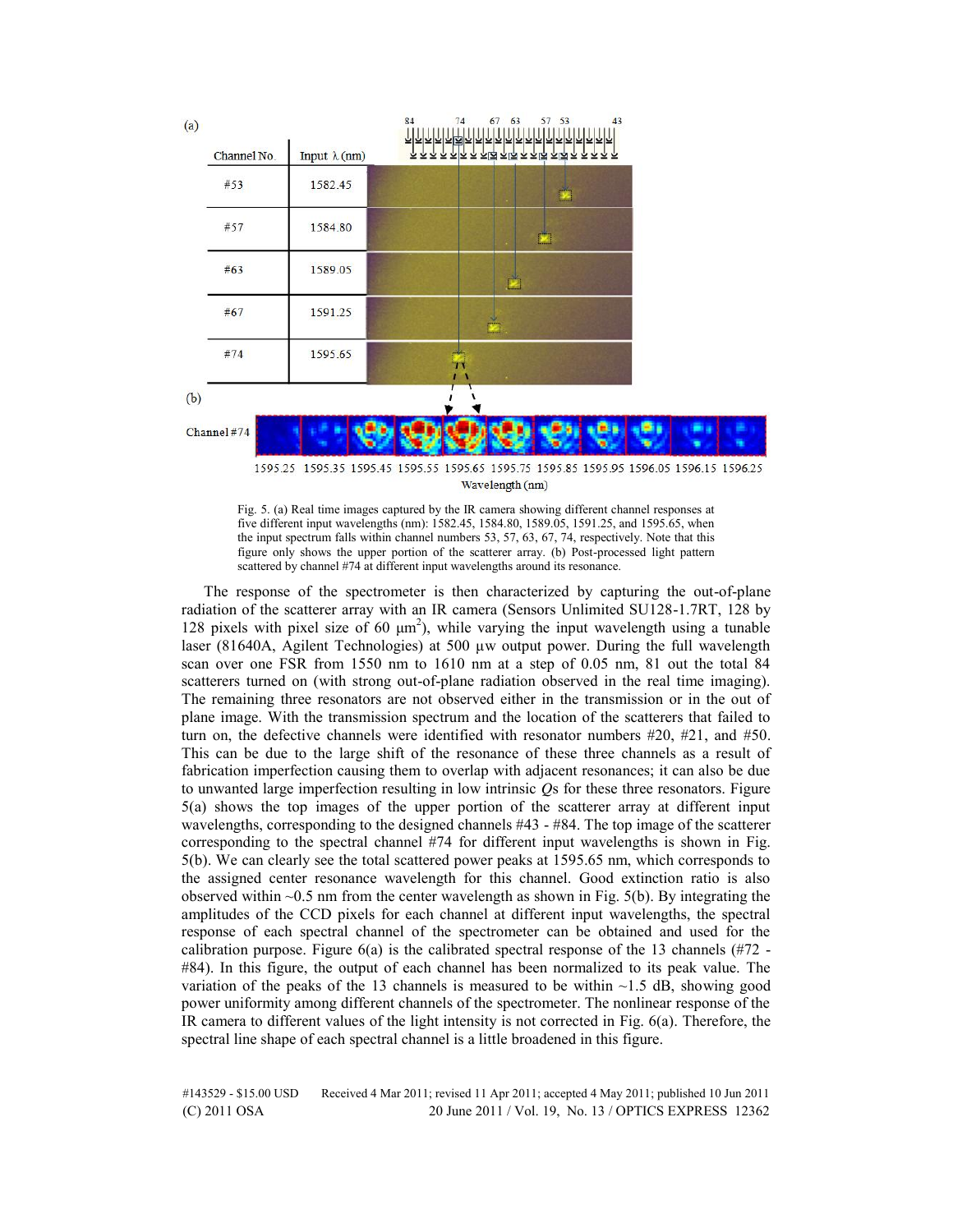Fig. 5. (a) Real time images captured by the IR camera showing different channel responses at five different input wavelengths (nm): 1582.45, 1584.80, 1589.05, 1591.25, and 1595.65, when the input spectrum falls within channel numbers 53, 57, 63, 67, 74, respectively. Note that this figure only shows the upper portion of the scatterer array. (b) Post-processed light pattern scattered by channel #74 at different input wavelengths around its resonance.

The response of the spectrometer is then characterized by capturing the out-of-plane radiation of the scatterer array with an IR camera (Sensors Unlimited SU128-1.7RT, 128 by 128 pixels with pixel size of 60 $\mu m^2$), while varying the input wavelength using a tunable laser (81640A, Agilent Technologies) at 500 µw output power. During the full wavelength scan over one FSR from 1550 nm to 1610 nm at a step of 0.05 nm, 81 out the total 84 scatterers turned on (with strong out-of-plane radiation observed in the real time imaging). The remaining three resonators are not observed either in the transmission or in the out of plane image. With the transmission spectrum and the location of the scatterers that failed to turn on, the defective channels were identified with resonator numbers #20, #21, and #50. This can be due to the large shift of the resonance of these three channels as a result of fabrication imperfection causing them to overlap with adjacent resonances; it can also be due to unwanted large imperfection resulting in low intrinsic $Q$s for these three resonators. Figure 5(a) shows the top images of the upper portion of the scatterer array at different input wavelengths, corresponding to the designed channels #43 - #84. The top image of the scatterer corresponding to the spectral channel #74 for different input wavelengths is shown in Fig. 5(b). We can clearly see the total scattered power peaks at 1595.65 nm, which corresponds to the assigned center resonance wavelength for this channel. Good extinction ratio is also observed within ~0.5 nm from the center wavelength as shown in Fig. 5(b). By integrating the amplitudes of the CCD pixels for each channel at different input wavelengths, the spectral response of each spectral channel of the spectrometer can be obtained and used for the calibration purpose. Figure 6(a) is the calibrated spectral response of the 13 channels (#72 - #84). In this figure, the output of each channel has been normalized to its peak value. The variation of the peaks of the 13 channels is measured to be within ~1.5 dB, showing good power uniformity among different channels of the spectrometer. The nonlinear response of the IR camera to different values of the light intensity is not corrected in Fig. 6(a). Therefore, the spectral line shape of each spectral channel is a little broadened in this figure.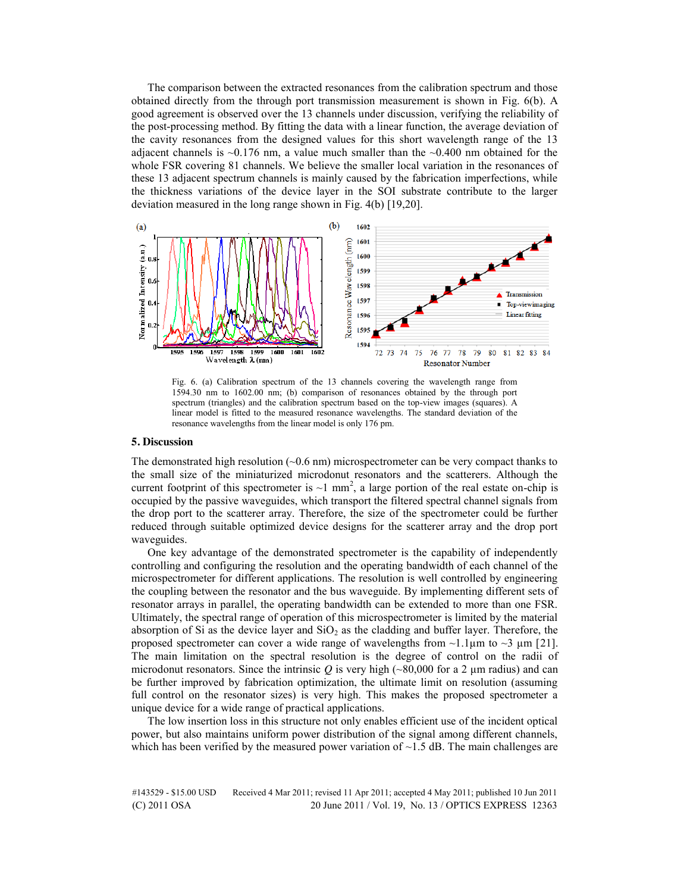The comparison between the extracted resonances from the calibration spectrum and those obtained directly from the through port transmission measurement is shown in Fig. 6(b). A good agreement is observed over the 13 channels under discussion, verifying the reliability of the post-processing method. By fitting the data with a linear function, the average deviation of the cavity resonances from the designed values for this short wavelength range of the 13 adjacent channels is ~0.176 nm, a value much smaller than the ~0.400 nm obtained for the whole FSR covering 81 channels. We believe the smaller local variation in the resonances of these 13 adjacent spectrum channels is mainly caused by the fabrication imperfections, while the thickness variations of the device layer in the SOI substrate contribute to the larger deviation measured in the long range shown in Fig. 4(b) [19,20].

Fig. 6. (a) Calibration spectrum of the 13 channels covering the wavelength range from 1594.30 nm to 1602.00 nm; (b) comparison of resonances obtained by the through port spectrum (triangles) and the calibration spectrum based on the top-view images (squares). A linear model is fitted to the measured resonance wavelengths. The standard deviation of the resonance wavelengths from the linear model is only 176 pm.

## 5. Discussion

The demonstrated high resolution (~0.6 nm) microspectrometer can be very compact thanks to the small size of the miniaturized microdonut resonators and the scatterers. Although the current footprint of this spectrometer is ~1 mm$^2$, a large portion of the real estate on-chip is occupied by the passive waveguides, which transport the filtered spectral channel signals from the drop port to the scatterer array. Therefore, the size of the spectrometer could be further reduced through suitable optimized device designs for the scatterer array and the drop port waveguides.

One key advantage of the demonstrated spectrometer is the capability of independently controlling and configuring the resolution and the operating bandwidth of each channel of the microspectrometer for different applications. The resolution is well controlled by engineering the coupling between the resonator and the bus waveguide. By implementing different sets of resonator arrays in parallel, the operating bandwidth can be extended to more than one FSR. Ultimately, the spectral range of operation of this microspectrometer is limited by the material absorption of Si as the device layer and $SiO_2$ as the cladding and buffer layer. Therefore, the proposed spectrometer can cover a wide range of wavelengths from ~1.1μm to ~3 μm [21]. The main limitation on the spectral resolution is the degree of control on the radii of microdonut resonators. Since the intrinsic $Q$ is very high (~80,000 for a 2 μm radius) and can be further improved by fabrication optimization, the ultimate limit on resolution (assuming full control on the resonator sizes) is very high. This makes the proposed spectrometer a unique device for a wide range of practical applications.

The low insertion loss in this structure not only enables efficient use of the incident optical power, but also maintains uniform power distribution of the signal among different channels, which has been verified by the measured power variation of ~1.5 dB. The main challenges are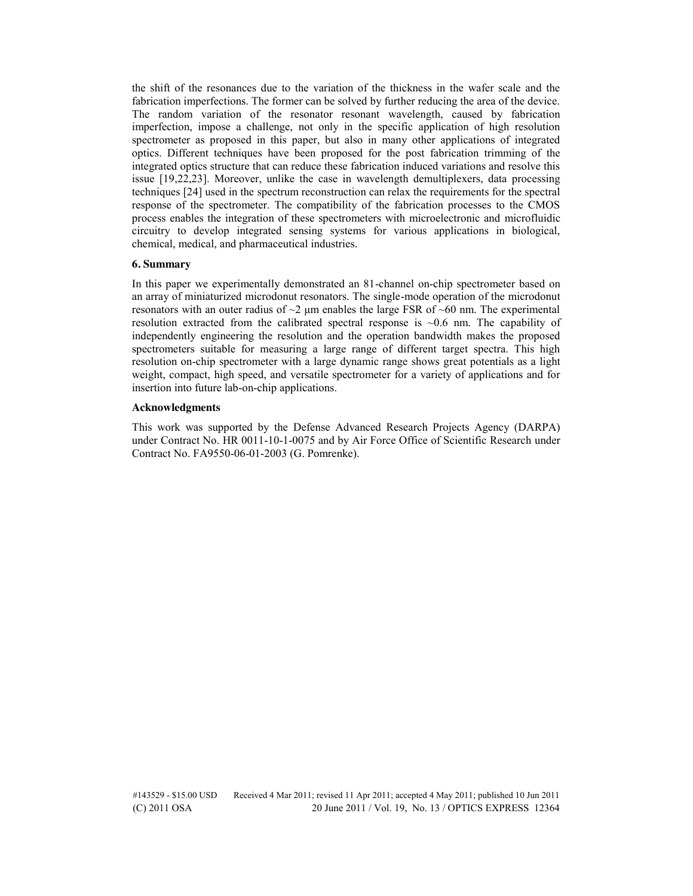the shift of the resonances due to the variation of the thickness in the wafer scale and the fabrication imperfections. The former can be solved by further reducing the area of the device. The random variation of the resonator resonant wavelength, caused by fabrication imperfection, impose a challenge, not only in the specific application of high resolution spectrometer as proposed in this paper, but also in many other applications of integrated optics. Different techniques have been proposed for the post fabrication trimming of the integrated optics structure that can reduce these fabrication induced variations and resolve this issue [19,22,23]. Moreover, unlike the case in wavelength demultiplexers, data processing techniques [24] used in the spectrum reconstruction can relax the requirements for the spectral response of the spectrometer. The compatibility of the fabrication processes to the CMOS process enables the integration of these spectrometers with microelectronic and microfluidic circuitry to develop integrated sensing systems for various applications in biological, chemical, medical, and pharmaceutical industries.

## 6. Summary

In this paper we experimentally demonstrated an 81-channel on-chip spectrometer based on an array of miniaturized microdonut resonators. The single-mode operation of the microdonut resonators with an outer radius of ~2 μm enables the large FSR of ~60 nm. The experimental resolution extracted from the calibrated spectral response is ~0.6 nm. The capability of independently engineering the resolution and the operation bandwidth makes the proposed spectrometers suitable for measuring a large range of different target spectra. This high resolution on-chip spectrometer with a large dynamic range shows great potentials as a light weight, compact, high speed, and versatile spectrometer for a variety of applications and for insertion into future lab-on-chip applications.

## Acknowledgments

This work was supported by the Defense Advanced Research Projects Agency (DARPA) under Contract No. HR 0011-10-1-0075 and by Air Force Office of Scientific Research under Contract No. FA9550-06-01-2003 (G. Pomrenke).